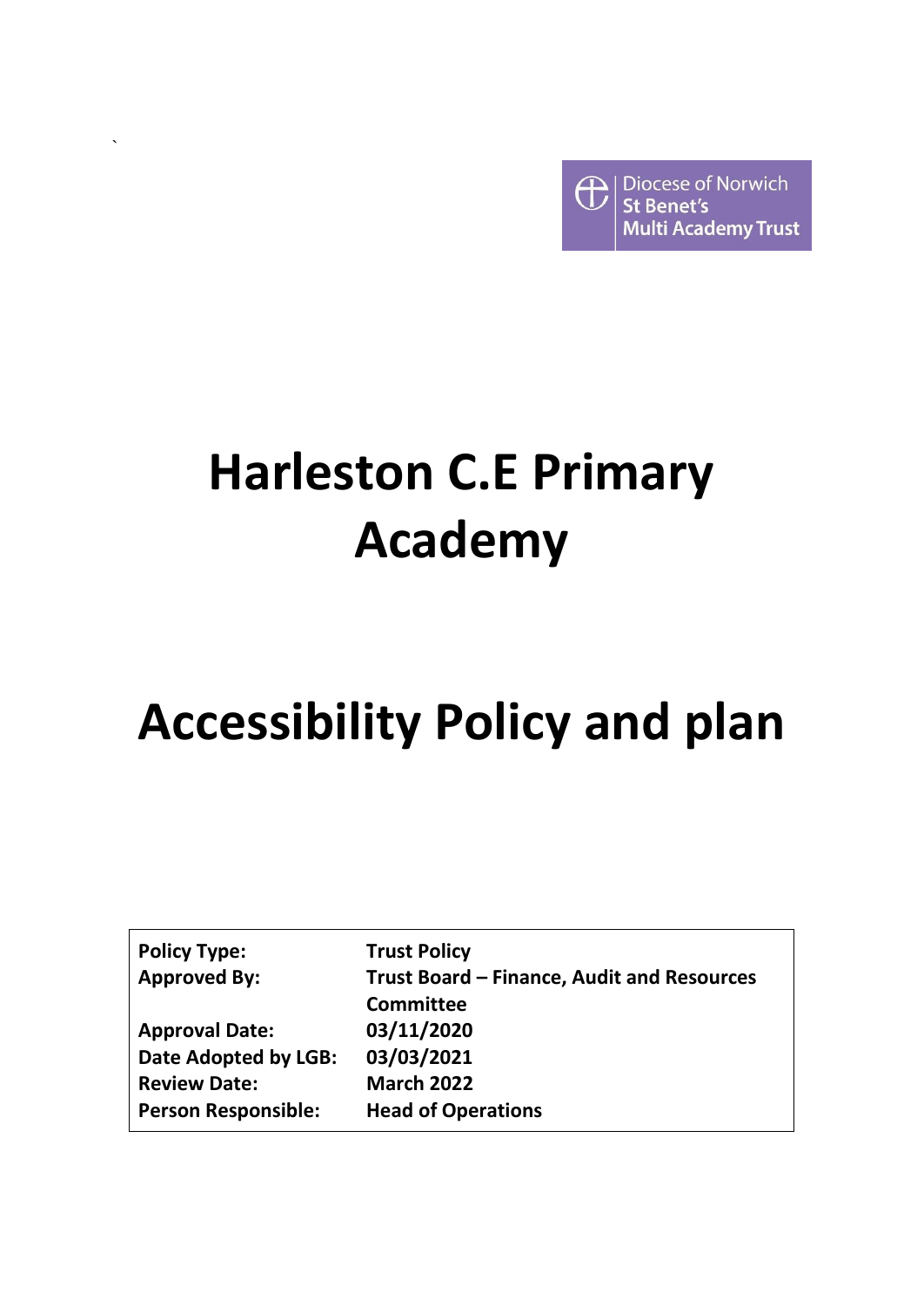Diocese of Norwich
St Benet's
Multi Academy Trust

# Harleston C.E Primary Academy

# Accessibility Policy and plan

| | |
|---|---|
| **Policy Type:** | **Trust Policy** |
| **Approved By:** | **Trust Board – Finance, Audit and Resources Committee** |
| **Approval Date:** | **03/11/2020** |
| **Date Adopted by LGB:** | **03/03/2021** |
| **Review Date:** | **March 2022** |
| **Person Responsible:** | **Head of Operations** |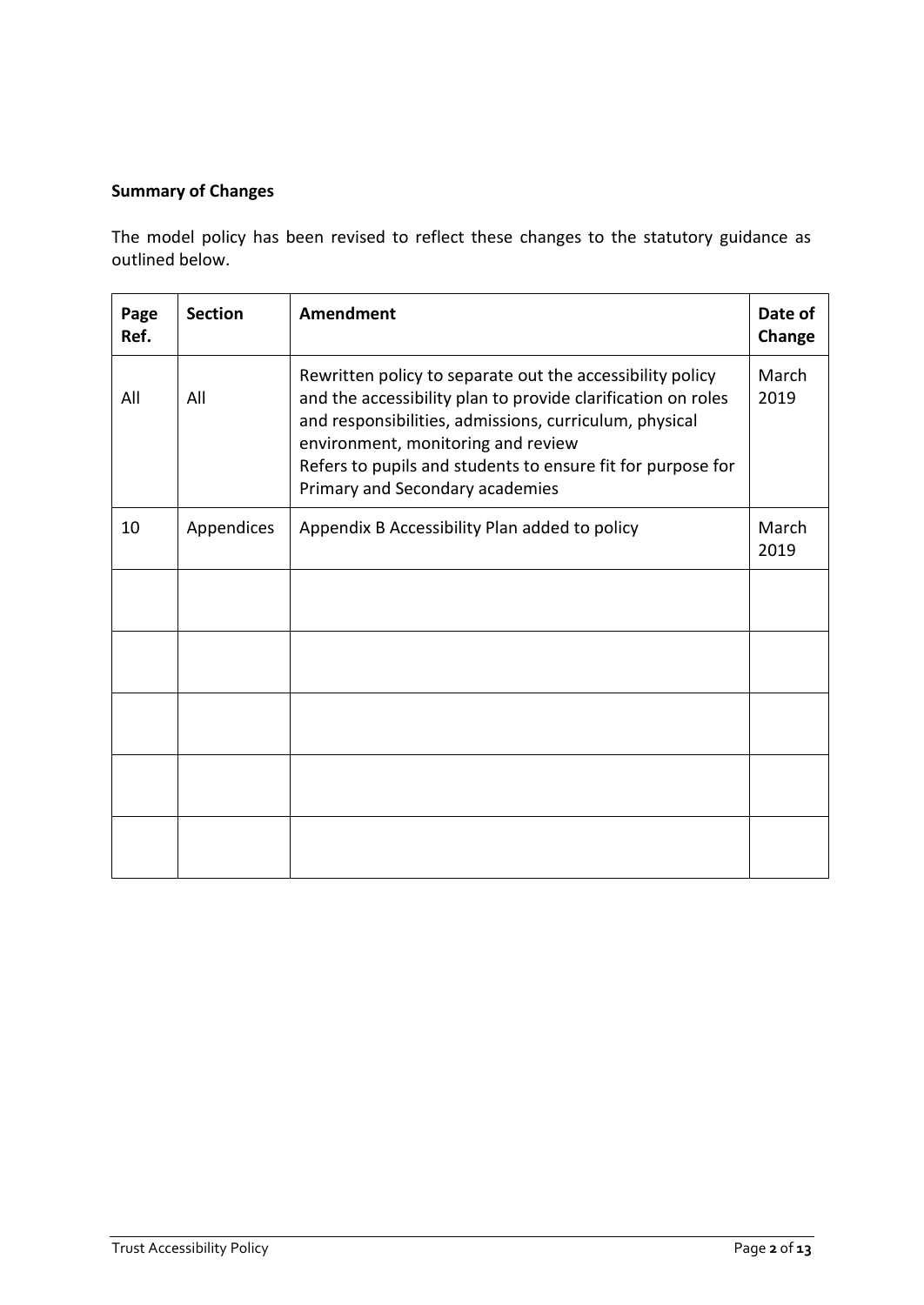**Summary of Changes**

The model policy has been revised to reflect these changes to the statutory guidance as outlined below.

| Page Ref. | Section | Amendment | Date of Change |
|---|---|---|---|
| All | All | Rewritten policy to separate out the accessibility policy and the accessibility plan to provide clarification on roles and responsibilities, admissions, curriculum, physical environment, monitoring and review<br>Refers to pupils and students to ensure fit for purpose for Primary and Secondary academies | March 2019 |
| 10 | Appendices | Appendix B Accessibility Plan added to policy | March 2019 |
| | | | |
| | | | |
| | | | |
| | | | |
| | | | |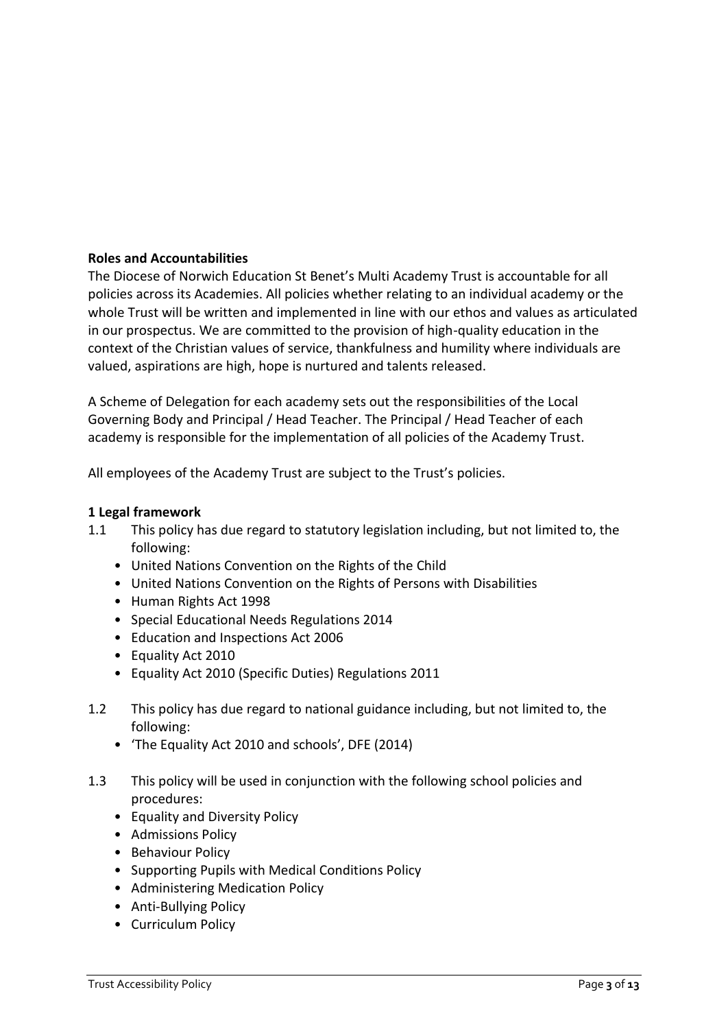**Roles and Accountabilities**

The Diocese of Norwich Education St Benet's Multi Academy Trust is accountable for all policies across its Academies. All policies whether relating to an individual academy or the whole Trust will be written and implemented in line with our ethos and values as articulated in our prospectus. We are committed to the provision of high-quality education in the context of the Christian values of service, thankfulness and humility where individuals are valued, aspirations are high, hope is nurtured and talents released.

A Scheme of Delegation for each academy sets out the responsibilities of the Local Governing Body and Principal / Head Teacher. The Principal / Head Teacher of each academy is responsible for the implementation of all policies of the Academy Trust.

All employees of the Academy Trust are subject to the Trust's policies.

**1 Legal framework**

1.1 This policy has due regard to statutory legislation including, but not limited to, the following:

- United Nations Convention on the Rights of the Child
- United Nations Convention on the Rights of Persons with Disabilities
- Human Rights Act 1998
- Special Educational Needs Regulations 2014
- Education and Inspections Act 2006
- Equality Act 2010
- Equality Act 2010 (Specific Duties) Regulations 2011

1.2 This policy has due regard to national guidance including, but not limited to, the following:

- 'The Equality Act 2010 and schools', DFE (2014)

1.3 This policy will be used in conjunction with the following school policies and procedures:

- Equality and Diversity Policy
- Admissions Policy
- Behaviour Policy
- Supporting Pupils with Medical Conditions Policy
- Administering Medication Policy
- Anti-Bullying Policy
- Curriculum Policy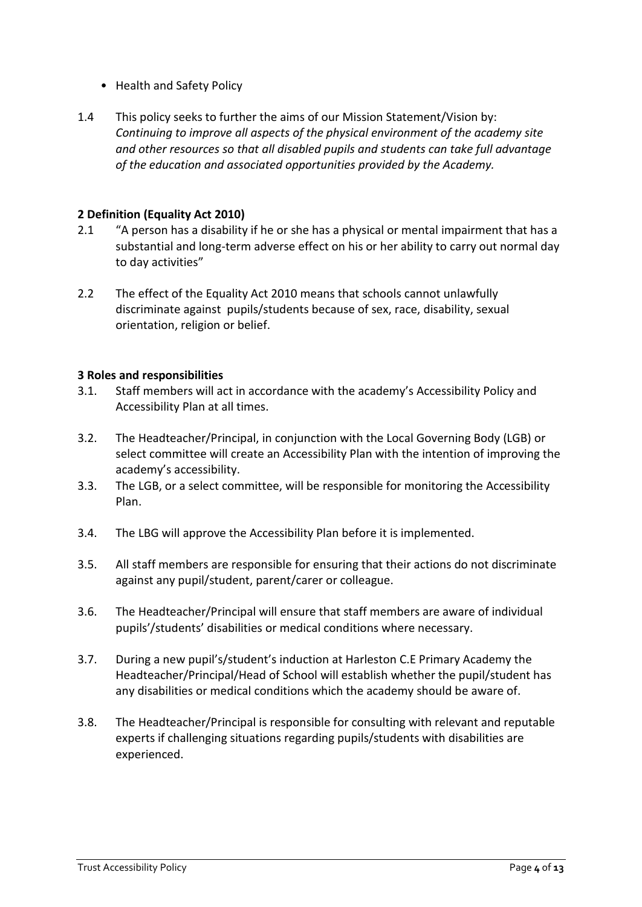- Health and Safety Policy

1.4 This policy seeks to further the aims of our Mission Statement/Vision by: *Continuing to improve all aspects of the physical environment of the academy site and other resources so that all disabled pupils and students can take full advantage of the education and associated opportunities provided by the Academy.*

**2 Definition (Equality Act 2010)**

2.1 "A person has a disability if he or she has a physical or mental impairment that has a substantial and long-term adverse effect on his or her ability to carry out normal day to day activities"

2.2 The effect of the Equality Act 2010 means that schools cannot unlawfully discriminate against pupils/students because of sex, race, disability, sexual orientation, religion or belief.

**3 Roles and responsibilities**

3.1. Staff members will act in accordance with the academy's Accessibility Policy and Accessibility Plan at all times.

3.2. The Headteacher/Principal, in conjunction with the Local Governing Body (LGB) or select committee will create an Accessibility Plan with the intention of improving the academy's accessibility.

3.3. The LGB, or a select committee, will be responsible for monitoring the Accessibility Plan.

3.4. The LBG will approve the Accessibility Plan before it is implemented.

3.5. All staff members are responsible for ensuring that their actions do not discriminate against any pupil/student, parent/carer or colleague.

3.6. The Headteacher/Principal will ensure that staff members are aware of individual pupils'/students' disabilities or medical conditions where necessary.

3.7. During a new pupil's/student's induction at Harleston C.E Primary Academy the Headteacher/Principal/Head of School will establish whether the pupil/student has any disabilities or medical conditions which the academy should be aware of.

3.8. The Headteacher/Principal is responsible for consulting with relevant and reputable experts if challenging situations regarding pupils/students with disabilities are experienced.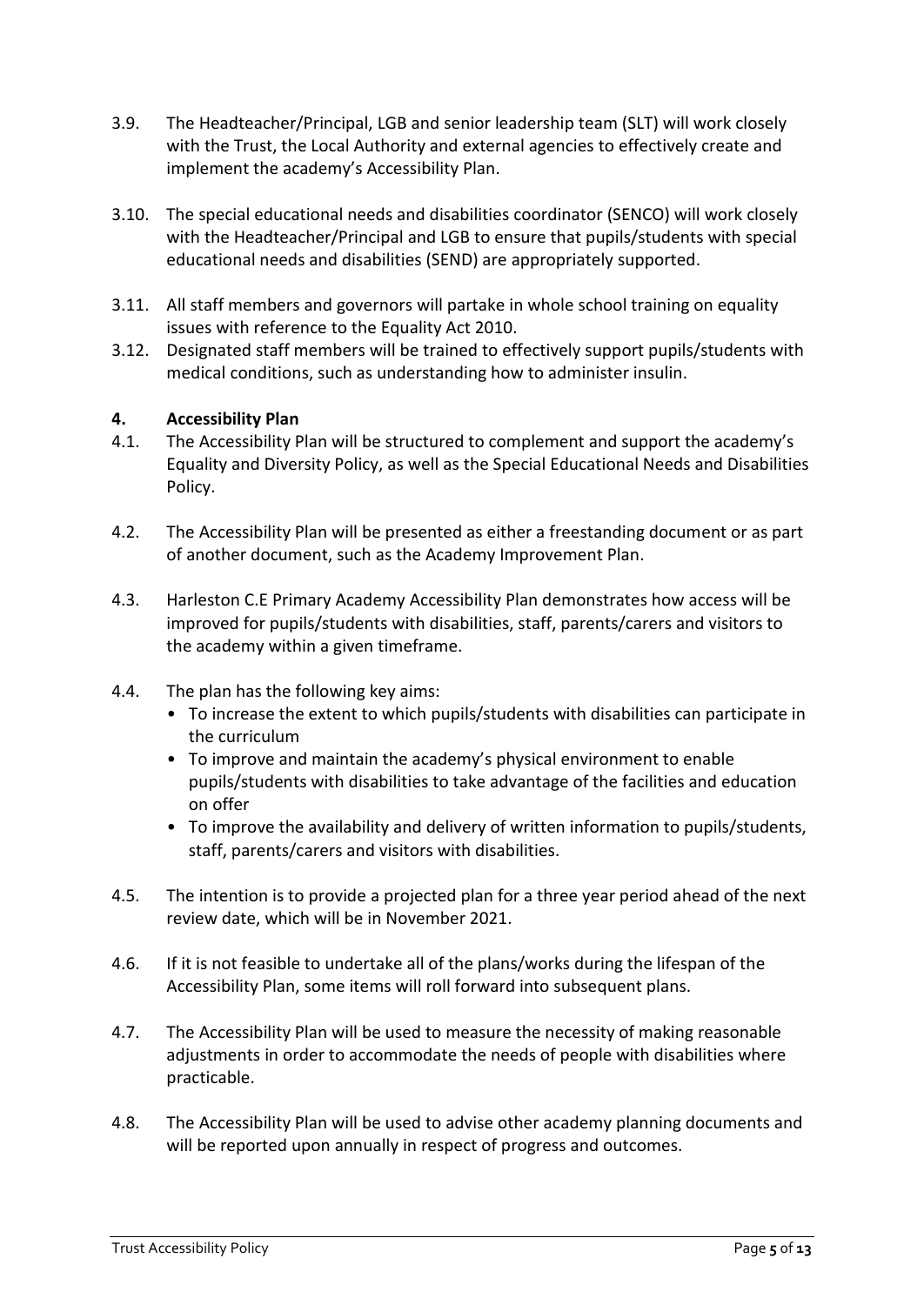3.9. The Headteacher/Principal, LGB and senior leadership team (SLT) will work closely with the Trust, the Local Authority and external agencies to effectively create and implement the academy's Accessibility Plan.

3.10. The special educational needs and disabilities coordinator (SENCO) will work closely with the Headteacher/Principal and LGB to ensure that pupils/students with special educational needs and disabilities (SEND) are appropriately supported.

3.11. All staff members and governors will partake in whole school training on equality issues with reference to the Equality Act 2010.

3.12. Designated staff members will be trained to effectively support pupils/students with medical conditions, such as understanding how to administer insulin.

## 4. Accessibility Plan

4.1. The Accessibility Plan will be structured to complement and support the academy's Equality and Diversity Policy, as well as the Special Educational Needs and Disabilities Policy.

4.2. The Accessibility Plan will be presented as either a freestanding document or as part of another document, such as the Academy Improvement Plan.

4.3. Harleston C.E Primary Academy Accessibility Plan demonstrates how access will be improved for pupils/students with disabilities, staff, parents/carers and visitors to the academy within a given timeframe.

4.4. The plan has the following key aims:

- To increase the extent to which pupils/students with disabilities can participate in the curriculum
- To improve and maintain the academy's physical environment to enable pupils/students with disabilities to take advantage of the facilities and education on offer
- To improve the availability and delivery of written information to pupils/students, staff, parents/carers and visitors with disabilities.

4.5. The intention is to provide a projected plan for a three year period ahead of the next review date, which will be in November 2021.

4.6. If it is not feasible to undertake all of the plans/works during the lifespan of the Accessibility Plan, some items will roll forward into subsequent plans.

4.7. The Accessibility Plan will be used to measure the necessity of making reasonable adjustments in order to accommodate the needs of people with disabilities where practicable.

4.8. The Accessibility Plan will be used to advise other academy planning documents and will be reported upon annually in respect of progress and outcomes.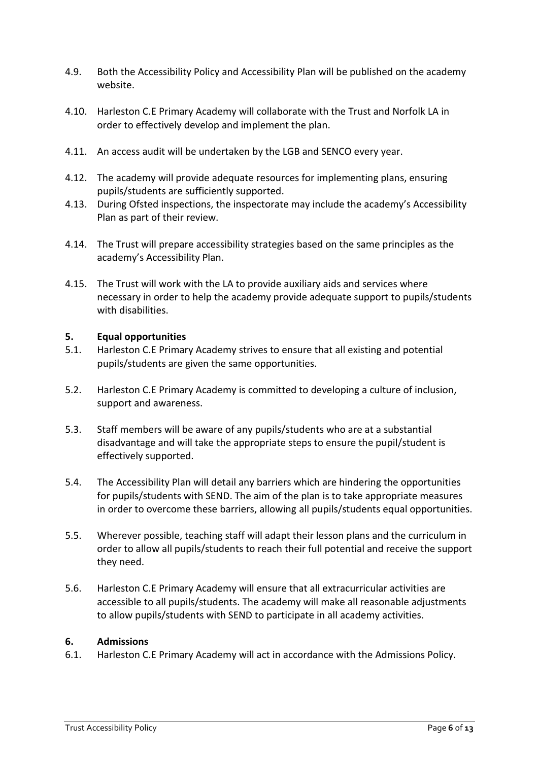4.9. Both the Accessibility Policy and Accessibility Plan will be published on the academy website.

4.10. Harleston C.E Primary Academy will collaborate with the Trust and Norfolk LA in order to effectively develop and implement the plan.

4.11. An access audit will be undertaken by the LGB and SENCO every year.

4.12. The academy will provide adequate resources for implementing plans, ensuring pupils/students are sufficiently supported.

4.13. During Ofsted inspections, the inspectorate may include the academy's Accessibility Plan as part of their review.

4.14. The Trust will prepare accessibility strategies based on the same principles as the academy's Accessibility Plan.

4.15. The Trust will work with the LA to provide auxiliary aids and services where necessary in order to help the academy provide adequate support to pupils/students with disabilities.

## 5. Equal opportunities

5.1. Harleston C.E Primary Academy strives to ensure that all existing and potential pupils/students are given the same opportunities.

5.2. Harleston C.E Primary Academy is committed to developing a culture of inclusion, support and awareness.

5.3. Staff members will be aware of any pupils/students who are at a substantial disadvantage and will take the appropriate steps to ensure the pupil/student is effectively supported.

5.4. The Accessibility Plan will detail any barriers which are hindering the opportunities for pupils/students with SEND. The aim of the plan is to take appropriate measures in order to overcome these barriers, allowing all pupils/students equal opportunities.

5.5. Wherever possible, teaching staff will adapt their lesson plans and the curriculum in order to allow all pupils/students to reach their full potential and receive the support they need.

5.6. Harleston C.E Primary Academy will ensure that all extracurricular activities are accessible to all pupils/students. The academy will make all reasonable adjustments to allow pupils/students with SEND to participate in all academy activities.

## 6. Admissions

6.1. Harleston C.E Primary Academy will act in accordance with the Admissions Policy.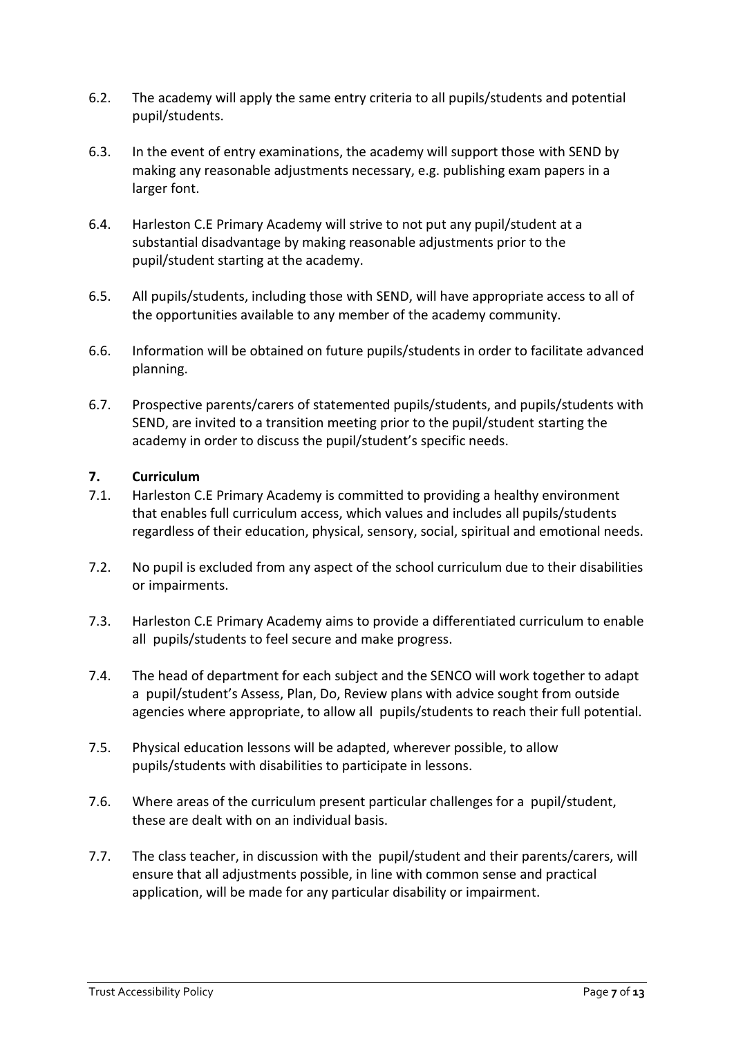6.2. The academy will apply the same entry criteria to all pupils/students and potential pupil/students.

6.3. In the event of entry examinations, the academy will support those with SEND by making any reasonable adjustments necessary, e.g. publishing exam papers in a larger font.

6.4. Harleston C.E Primary Academy will strive to not put any pupil/student at a substantial disadvantage by making reasonable adjustments prior to the pupil/student starting at the academy.

6.5. All pupils/students, including those with SEND, will have appropriate access to all of the opportunities available to any member of the academy community.

6.6. Information will be obtained on future pupils/students in order to facilitate advanced planning.

6.7. Prospective parents/carers of statemented pupils/students, and pupils/students with SEND, are invited to a transition meeting prior to the pupil/student starting the academy in order to discuss the pupil/student's specific needs.

## 7. Curriculum

7.1. Harleston C.E Primary Academy is committed to providing a healthy environment that enables full curriculum access, which values and includes all pupils/students regardless of their education, physical, sensory, social, spiritual and emotional needs.

7.2. No pupil is excluded from any aspect of the school curriculum due to their disabilities or impairments.

7.3. Harleston C.E Primary Academy aims to provide a differentiated curriculum to enable all pupils/students to feel secure and make progress.

7.4. The head of department for each subject and the SENCO will work together to adapt a pupil/student's Assess, Plan, Do, Review plans with advice sought from outside agencies where appropriate, to allow all pupils/students to reach their full potential.

7.5. Physical education lessons will be adapted, wherever possible, to allow pupils/students with disabilities to participate in lessons.

7.6. Where areas of the curriculum present particular challenges for a pupil/student, these are dealt with on an individual basis.

7.7. The class teacher, in discussion with the pupil/student and their parents/carers, will ensure that all adjustments possible, in line with common sense and practical application, will be made for any particular disability or impairment.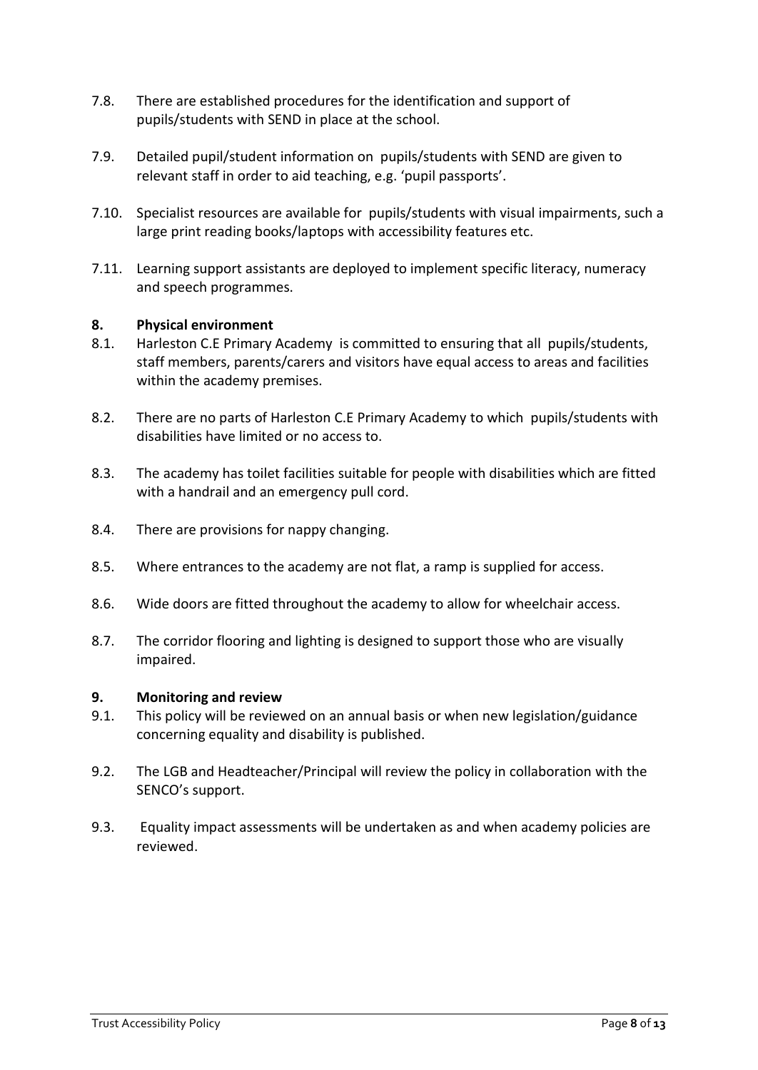7.8. There are established procedures for the identification and support of pupils/students with SEND in place at the school.

7.9. Detailed pupil/student information on pupils/students with SEND are given to relevant staff in order to aid teaching, e.g. 'pupil passports'.

7.10. Specialist resources are available for pupils/students with visual impairments, such a large print reading books/laptops with accessibility features etc.

7.11. Learning support assistants are deployed to implement specific literacy, numeracy and speech programmes.

## 8. Physical environment

8.1. Harleston C.E Primary Academy is committed to ensuring that all pupils/students, staff members, parents/carers and visitors have equal access to areas and facilities within the academy premises.

8.2. There are no parts of Harleston C.E Primary Academy to which pupils/students with disabilities have limited or no access to.

8.3. The academy has toilet facilities suitable for people with disabilities which are fitted with a handrail and an emergency pull cord.

8.4. There are provisions for nappy changing.

8.5. Where entrances to the academy are not flat, a ramp is supplied for access.

8.6. Wide doors are fitted throughout the academy to allow for wheelchair access.

8.7. The corridor flooring and lighting is designed to support those who are visually impaired.

## 9. Monitoring and review

9.1. This policy will be reviewed on an annual basis or when new legislation/guidance concerning equality and disability is published.

9.2. The LGB and Headteacher/Principal will review the policy in collaboration with the SENCO's support.

9.3. Equality impact assessments will be undertaken as and when academy policies are reviewed.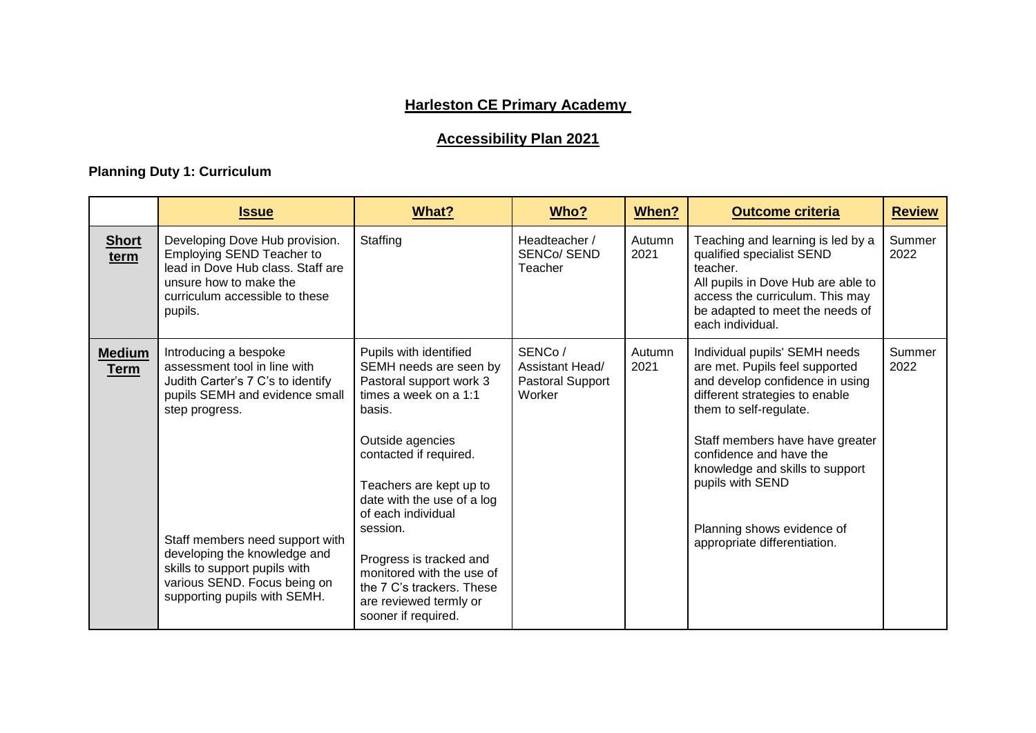**Harleston CE Primary Academy**

**Accessibility Plan 2021**

**Planning Duty 1: Curriculum**

| | **Issue** | **What?** | **Who?** | **When?** | **Outcome criteria** | **Review** |
|---|---|---|---|---|---|---|
| **Short term** | Developing Dove Hub provision. Employing SEND Teacher to lead in Dove Hub class. Staff are unsure how to make the curriculum accessible to these pupils. | Staffing | Headteacher / SENCo/ SEND Teacher | Autumn 2021 | Teaching and learning is led by a qualified specialist SEND teacher.<br>All pupils in Dove Hub are able to access the curriculum. This may be adapted to meet the needs of each individual. | Summer 2022 |
| **Medium Term** | Introducing a bespoke assessment tool in line with Judith Carter's 7 C's to identify pupils SEMH and evidence small step progress.<br><br>Staff members need support with developing the knowledge and skills to support pupils with various SEND. Focus being on supporting pupils with SEMH. | Pupils with identified SEMH needs are seen by Pastoral support work 3 times a week on a 1:1 basis.<br><br>Outside agencies contacted if required.<br><br>Teachers are kept up to date with the use of a log of each individual session.<br><br>Progress is tracked and monitored with the use of the 7 C's trackers. These are reviewed termly or sooner if required. | SENCo / Assistant Head/ Pastoral Support Worker | Autumn 2021 | Individual pupils' SEMH needs are met. Pupils feel supported and develop confidence in using different strategies to enable them to self-regulate.<br><br>Staff members have have greater confidence and have the knowledge and skills to support pupils with SEND<br><br>Planning shows evidence of appropriate differentiation. | Summer 2022 |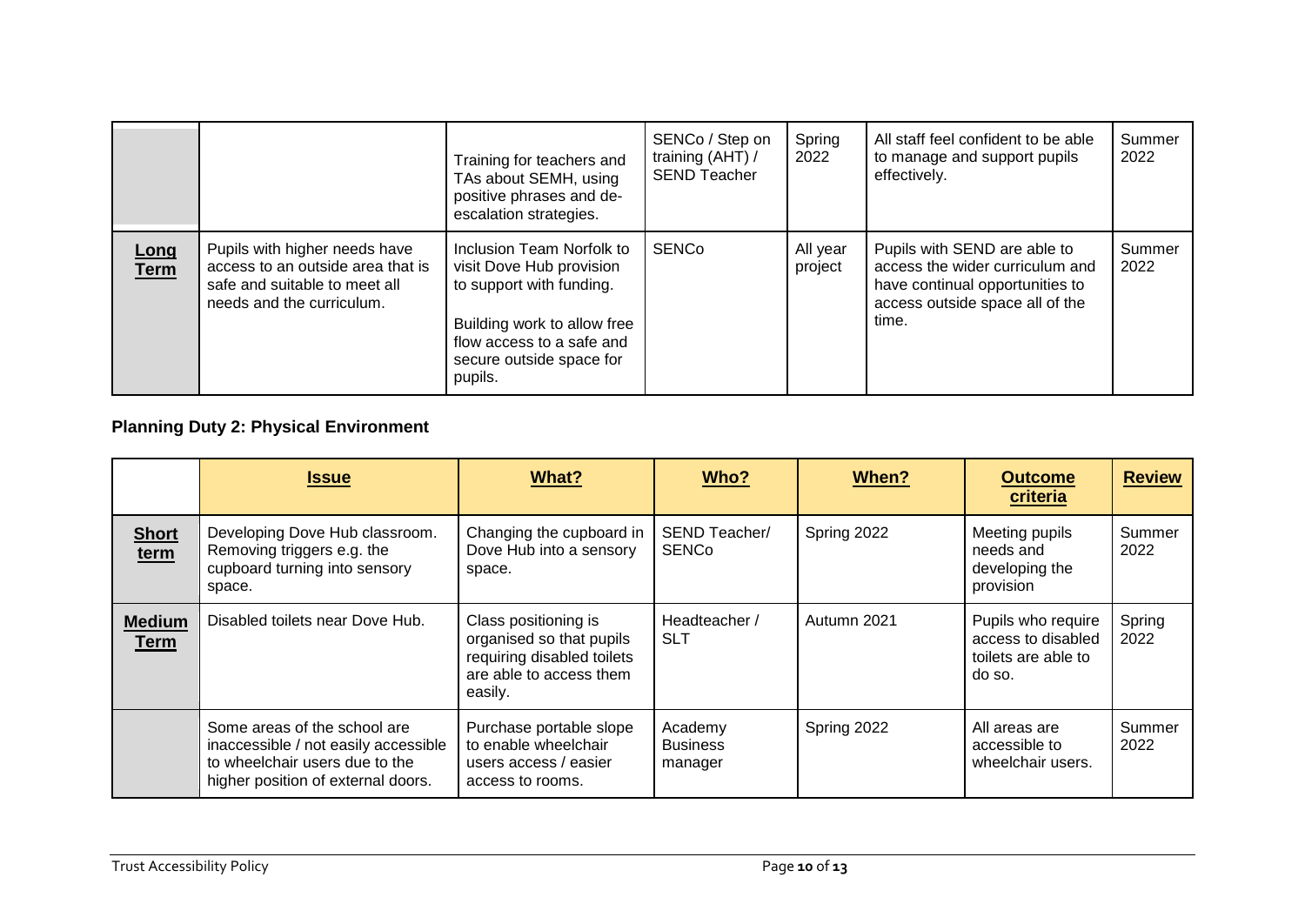| | | | | | | |
|---|---|---|---|---|---|---|
| | | Training for teachers and TAs about SEMH, using positive phrases and de-escalation strategies. | SENCo / Step on training (AHT) / SEND Teacher | Spring 2022 | All staff feel confident to be able to manage and support pupils effectively. | Summer 2022 |
| **Long Term** | Pupils with higher needs have access to an outside area that is safe and suitable to meet all needs and the curriculum. | Inclusion Team Norfolk to visit Dove Hub provision to support with funding.<br><br>Building work to allow free flow access to a safe and secure outside space for pupils. | SENCo | All year project | Pupils with SEND are able to access the wider curriculum and have continual opportunities to access outside space all of the time. | Summer 2022 |

**Planning Duty 2: Physical Environment**

| | Issue | What? | Who? | When? | Outcome criteria | Review |
|---|---|---|---|---|---|---|
| **Short term** | Developing Dove Hub classroom. Removing triggers e.g. the cupboard turning into sensory space. | Changing the cupboard in Dove Hub into a sensory space. | SEND Teacher/ SENCo | Spring 2022 | Meeting pupils needs and developing the provision | Summer 2022 |
| **Medium Term** | Disabled toilets near Dove Hub. | Class positioning is organised so that pupils requiring disabled toilets are able to access them easily. | Headteacher / SLT | Autumn 2021 | Pupils who require access to disabled toilets are able to do so. | Spring 2022 |
| | Some areas of the school are inaccessible / not easily accessible to wheelchair users due to the higher position of external doors. | Purchase portable slope to enable wheelchair users access / easier access to rooms. | Academy Business manager | Spring 2022 | All areas are accessible to wheelchair users. | Summer 2022 |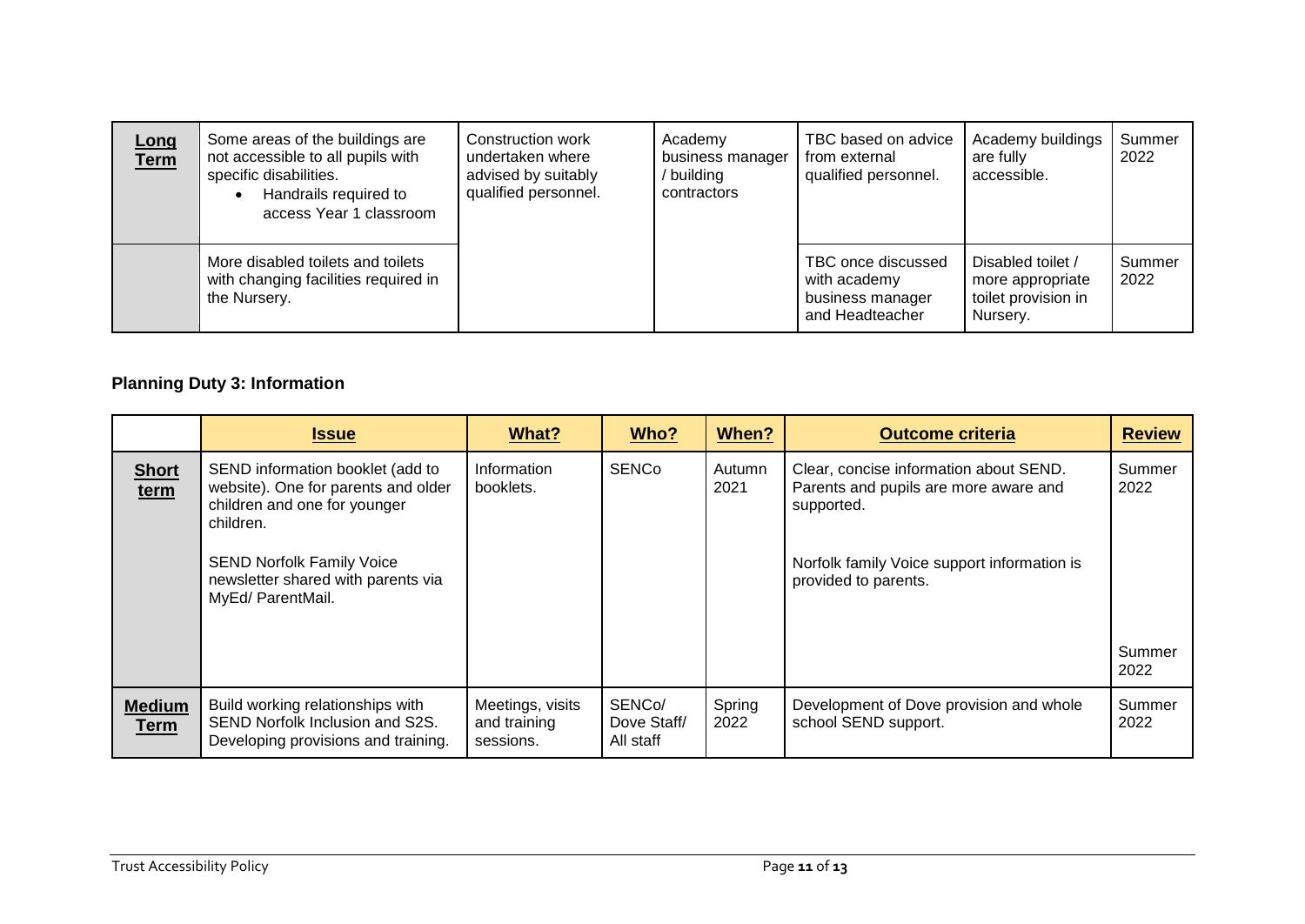| | | | | | | |
|---|---|---|---|---|---|---|
| **Long Term** | Some areas of the buildings are not accessible to all pupils with specific disabilities.<br>• Handrails required to access Year 1 classroom | Construction work undertaken where advised by suitably qualified personnel. | Academy business manager / building contractors | TBC based on advice from external qualified personnel. | Academy buildings are fully accessible. | Summer 2022 |
| | More disabled toilets and toilets with changing facilities required in the Nursery. | | | TBC once discussed with academy business manager and Headteacher | Disabled toilet / more appropriate toilet provision in Nursery. | Summer 2022 |

**Planning Duty 3: Information**

| | Issue | What? | Who? | When? | Outcome criteria | Review |
|---|---|---|---|---|---|---|
| **Short term** | SEND information booklet (add to website). One for parents and older children and one for younger children.<br><br>SEND Norfolk Family Voice newsletter shared with parents via MyEd/ ParentMail. | Information booklets. | SENCo | Autumn 2021 | Clear, concise information about SEND. Parents and pupils are more aware and supported.<br><br>Norfolk family Voice support information is provided to parents. | Summer 2022<br><br>Summer 2022 |
| **Medium Term** | Build working relationships with SEND Norfolk Inclusion and S2S. Developing provisions and training. | Meetings, visits and training sessions. | SENCo/ Dove Staff/ All staff | Spring 2022 | Development of Dove provision and whole school SEND support. | Summer 2022 |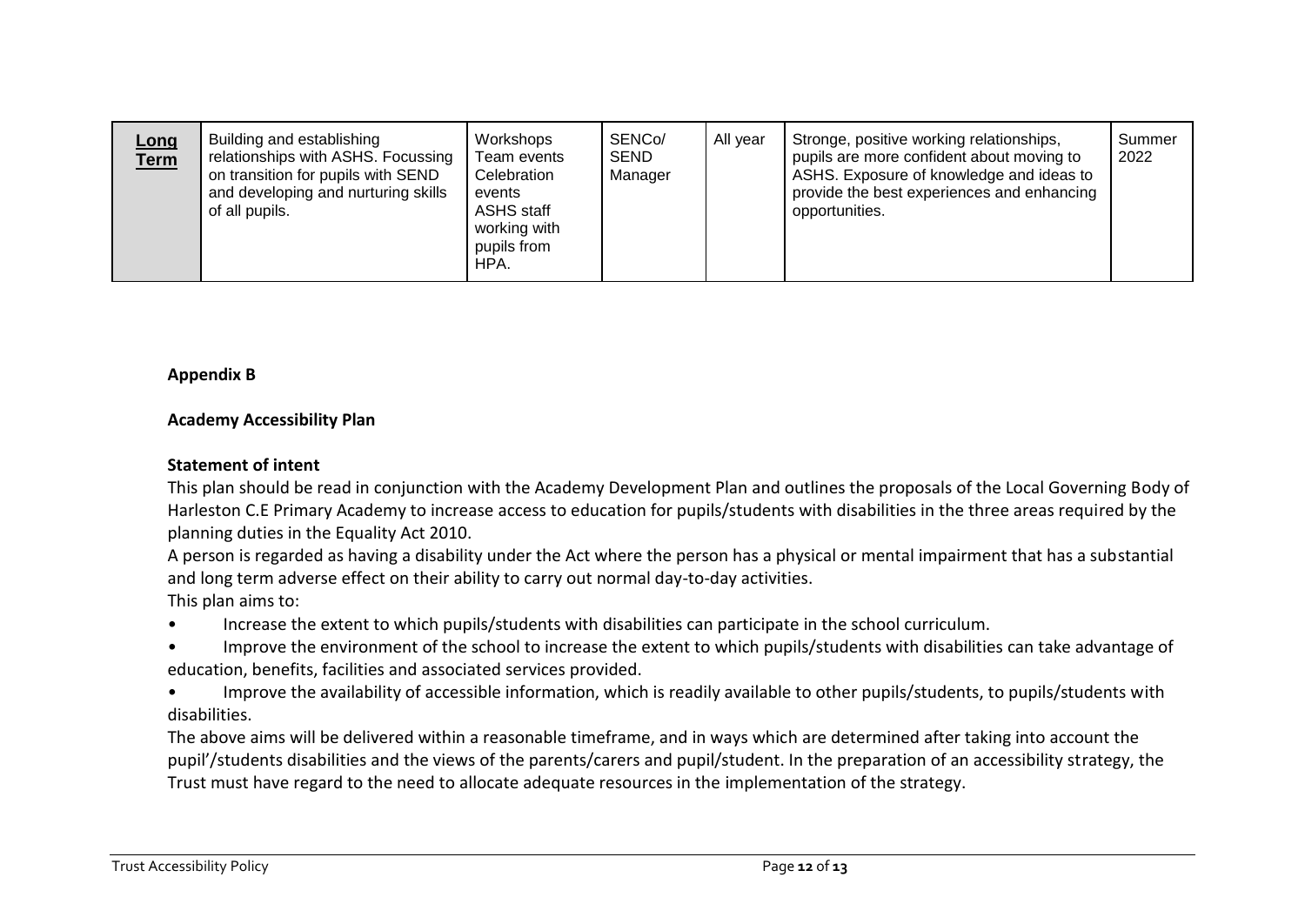| **Long Term** | Building and establishing relationships with ASHS. Focussing on transition for pupils with SEND and developing and nurturing skills of all pupils. | Workshops<br>Team events<br>Celebration events<br>ASHS staff working with pupils from HPA. | SENCo/ SEND Manager | All year | Stronge, positive working relationships, pupils are more confident about moving to ASHS. Exposure of knowledge and ideas to provide the best experiences and enhancing opportunities. | Summer 2022 |
|---|---|---|---|---|---|---|

**Appendix B**

**Academy Accessibility Plan**

**Statement of intent**

This plan should be read in conjunction with the Academy Development Plan and outlines the proposals of the Local Governing Body of Harleston C.E Primary Academy to increase access to education for pupils/students with disabilities in the three areas required by the planning duties in the Equality Act 2010.

A person is regarded as having a disability under the Act where the person has a physical or mental impairment that has a substantial and long term adverse effect on their ability to carry out normal day-to-day activities.

This plan aims to:

- Increase the extent to which pupils/students with disabilities can participate in the school curriculum.
- Improve the environment of the school to increase the extent to which pupils/students with disabilities can take advantage of education, benefits, facilities and associated services provided.
- Improve the availability of accessible information, which is readily available to other pupils/students, to pupils/students with disabilities.

The above aims will be delivered within a reasonable timeframe, and in ways which are determined after taking into account the pupil'/students disabilities and the views of the parents/carers and pupil/student. In the preparation of an accessibility strategy, the Trust must have regard to the need to allocate adequate resources in the implementation of the strategy.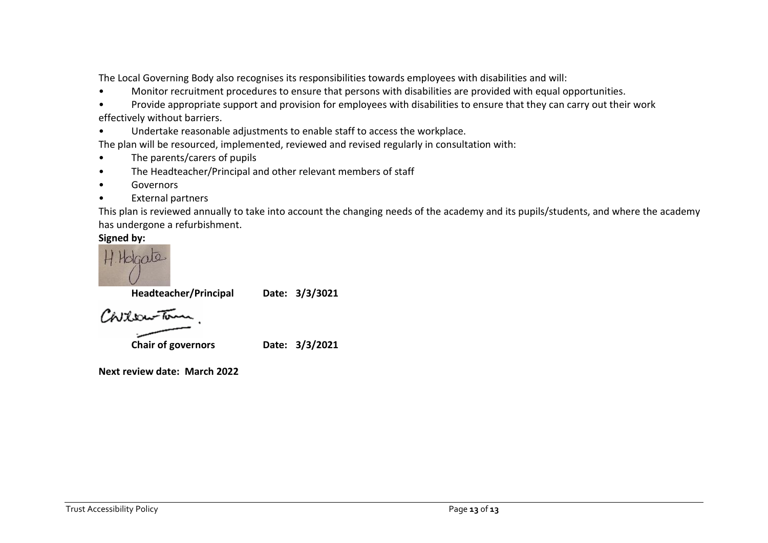The Local Governing Body also recognises its responsibilities towards employees with disabilities and will:

- Monitor recruitment procedures to ensure that persons with disabilities are provided with equal opportunities.
- Provide appropriate support and provision for employees with disabilities to ensure that they can carry out their work effectively without barriers.
- Undertake reasonable adjustments to enable staff to access the workplace.

The plan will be resourced, implemented, reviewed and revised regularly in consultation with:

- The parents/carers of pupils
- The Headteacher/Principal and other relevant members of staff
- Governors
- External partners

This plan is reviewed annually to take into account the changing needs of the academy and its pupils/students, and where the academy has undergone a refurbishment.

**Signed by:**

H. Holgate

**Headteacher/Principal** **Date: 3/3/3021**

**Chair of governors** **Date: 3/3/2021**

**Next review date: March 2022**